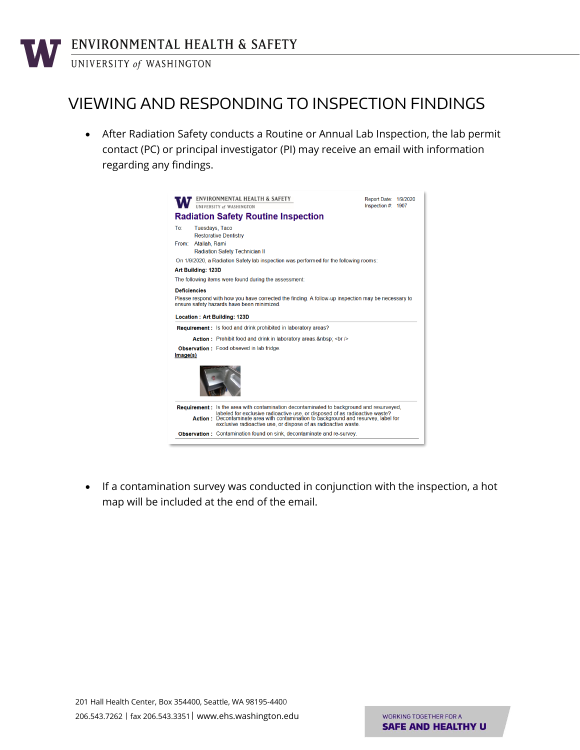# VIEWING AND RESPONDING TO INSPECTION FINDINGS

- After Radiation Safety conducts a Routine or Annual Lab Inspection, the lab permit contact (PC) or principal investigator (PI) may receive an email with information regarding any findings.

Report Date: 1/9/2020
Inspection #: 1907

**Radiation Safety Routine Inspection**

To: Tuesdays, Taco
Restorative Dentistry

From: Atallah, Rami
Radiation Safety Technician II

On 1/9/2020, a Radiation Safety lab inspection was performed for the following rooms:

**Art Building: 123D**

The following items were found during the assessment:

**Deficiencies**

Please respond with how you have corrected the finding. A follow-up inspection may be necessary to ensure safety hazards have been minimized.

**Location : Art Building: 123D**

**Requirement :** Is food and drink prohibited in laboratory areas?

**Action :** Prohibit food and drink in laboratory areas.&nbsp; <br />

**Observation :** Food obseved in lab fridge.

**Image(s)**

**Requirement :** Is the area with contamination decontaminated to background and resurveyed, labeled for exclusive radioactive use, or disposed of as radioactive waste?

**Action :** Decontaminate area with contamination to background and resurvey, label for exclusive radioactive use, or dispose of as radioactive waste.

**Observation :** Contamination found on sink, decontaminate and re-survey.

- If a contamination survey was conducted in conjunction with the inspection, a hot map will be included at the end of the email.

201 Hall Health Center, Box 354400, Seattle, WA 98195-4400
206.543.7262 | fax 206.543.3351 | www.ehs.washington.edu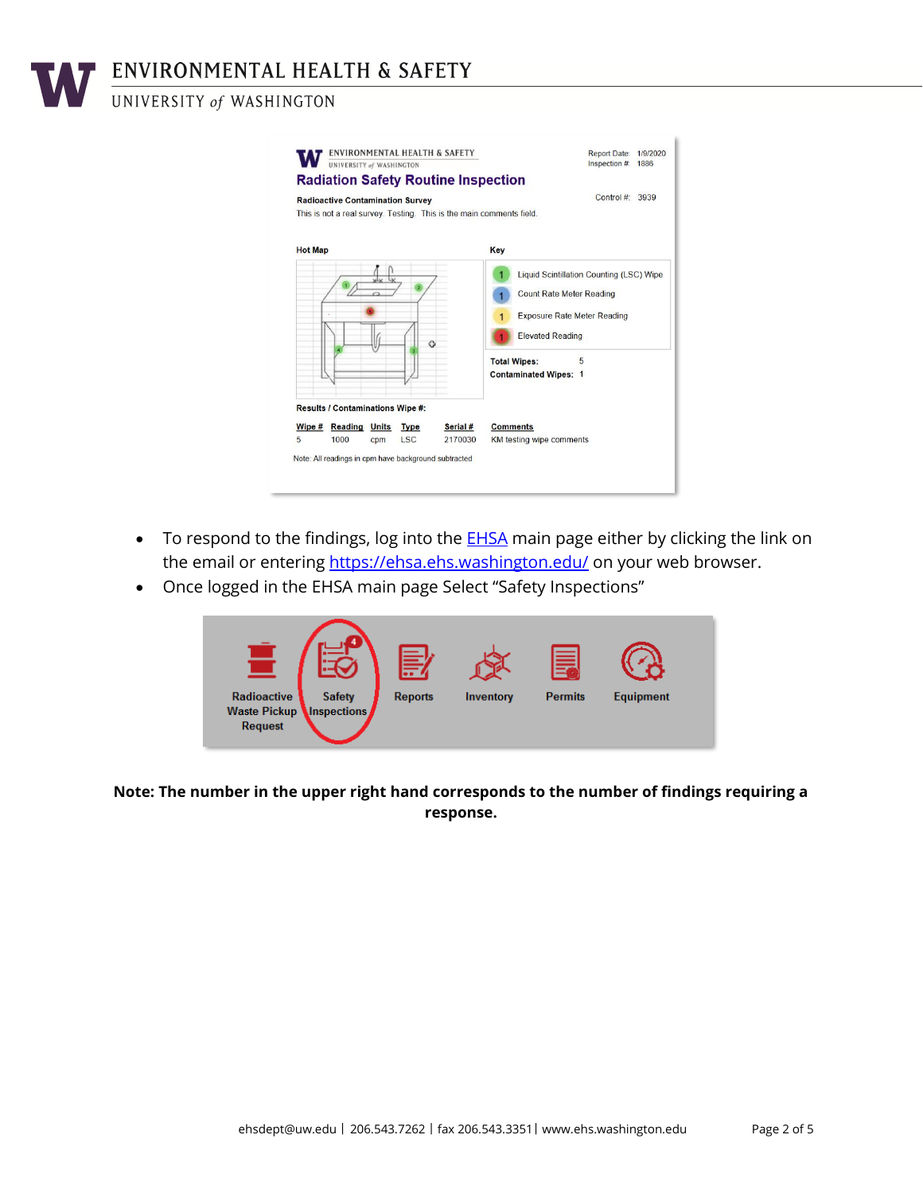- To respond to the findings, log into the [EHSA](https://ehsa.ehs.washington.edu/) main page either by clicking the link on the email or entering [https://ehsa.ehs.washington.edu/](https://ehsa.ehs.washington.edu/) on your web browser.
- Once logged in the EHSA main page Select "Safety Inspections"

**Note: The number in the upper right hand corresponds to the number of findings requiring a response.**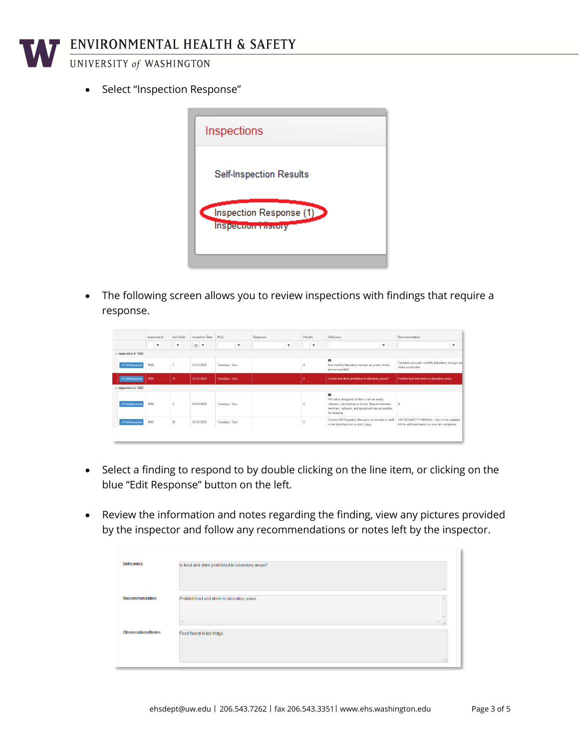- Select “Inspection Response”

- The following screen allows you to review inspections with findings that require a response.

- Select a finding to respond to by double clicking on the line item, or clicking on the blue “Edit Response” button on the left.

- Review the information and notes regarding the finding, view any pictures provided by the inspector and follow any recommendations or notes left by the inspector.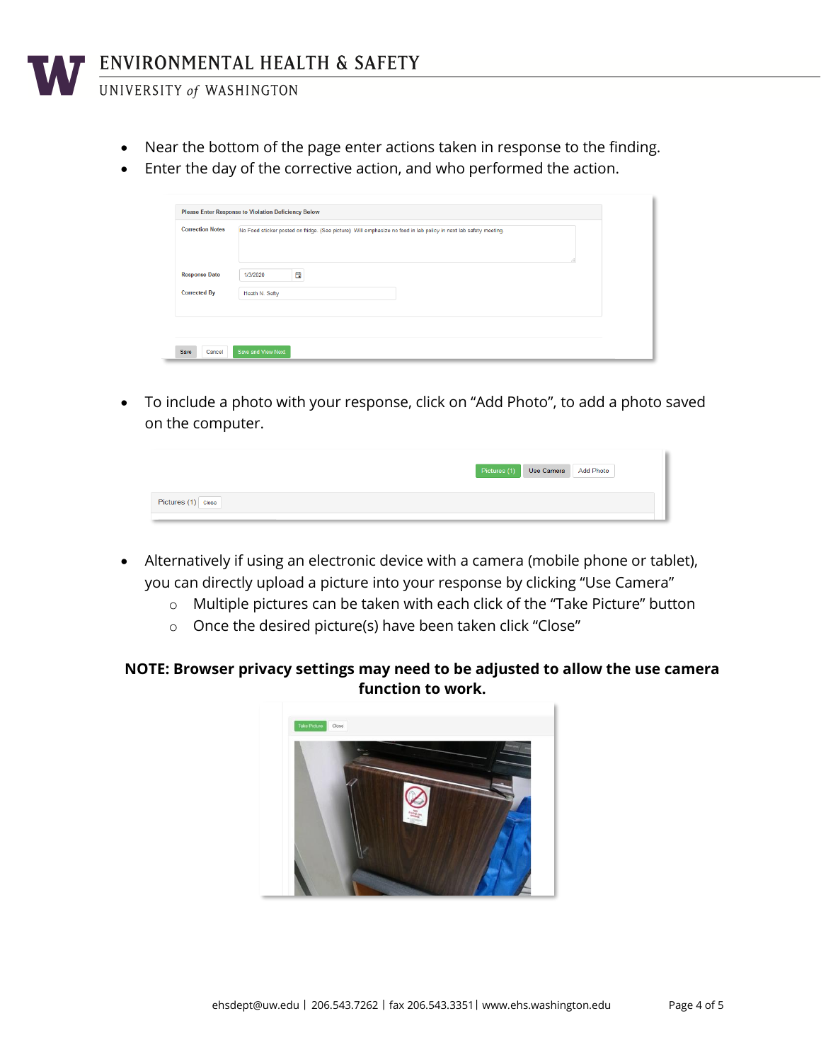- Near the bottom of the page enter actions taken in response to the finding.
- Enter the day of the corrective action, and who performed the action.

- To include a photo with your response, click on “Add Photo”, to add a photo saved on the computer.

- Alternatively if using an electronic device with a camera (mobile phone or tablet), you can directly upload a picture into your response by clicking “Use Camera”
  - Multiple pictures can be taken with each click of the “Take Picture” button
  - Once the desired picture(s) have been taken click “Close”

**NOTE: Browser privacy settings may need to be adjusted to allow the use camera function to work.**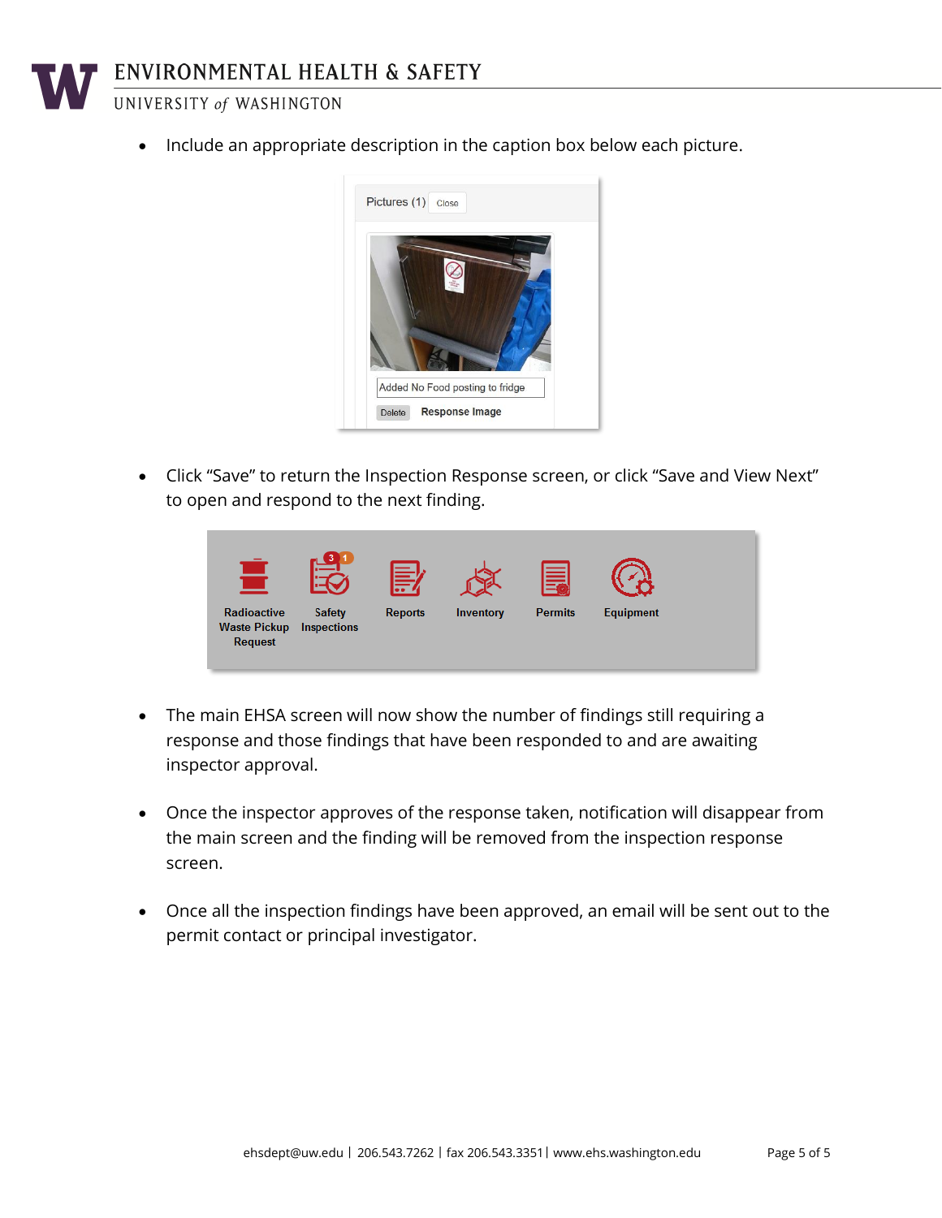- Include an appropriate description in the caption box below each picture.

- Click “Save” to return the Inspection Response screen, or click “Save and View Next” to open and respond to the next finding.

- The main EHSA screen will now show the number of findings still requiring a response and those findings that have been responded to and are awaiting inspector approval.

- Once the inspector approves of the response taken, notification will disappear from the main screen and the finding will be removed from the inspection response screen.

- Once all the inspection findings have been approved, an email will be sent out to the permit contact or principal investigator.